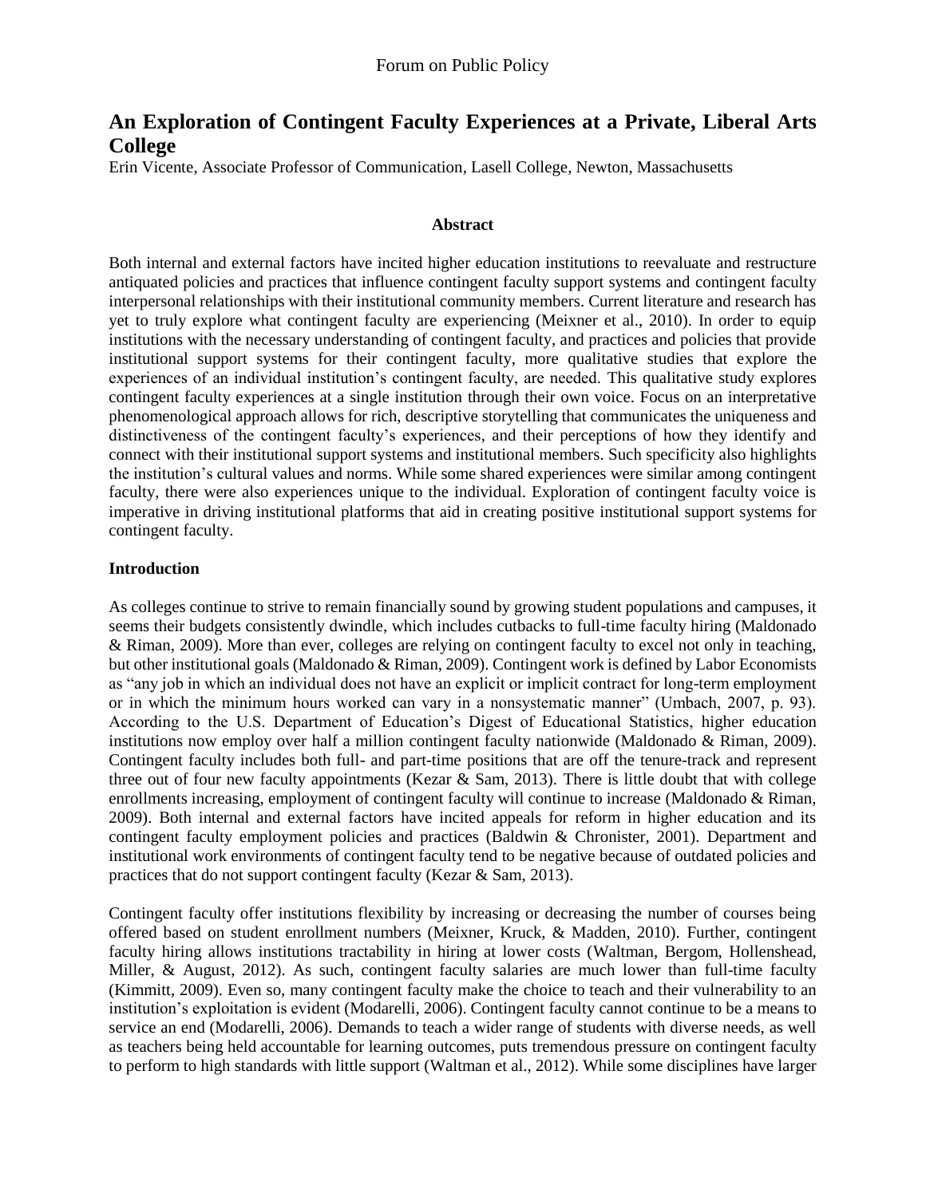# An Exploration of Contingent Faculty Experiences at a Private, Liberal Arts College

Erin Vicente, Associate Professor of Communication, Lasell College, Newton, Massachusetts

### Abstract

Both internal and external factors have incited higher education institutions to reevaluate and restructure antiquated policies and practices that influence contingent faculty support systems and contingent faculty interpersonal relationships with their institutional community members. Current literature and research has yet to truly explore what contingent faculty are experiencing (Meixner et al., 2010). In order to equip institutions with the necessary understanding of contingent faculty, and practices and policies that provide institutional support systems for their contingent faculty, more qualitative studies that explore the experiences of an individual institution's contingent faculty, are needed. This qualitative study explores contingent faculty experiences at a single institution through their own voice. Focus on an interpretative phenomenological approach allows for rich, descriptive storytelling that communicates the uniqueness and distinctiveness of the contingent faculty's experiences, and their perceptions of how they identify and connect with their institutional support systems and institutional members. Such specificity also highlights the institution's cultural values and norms. While some shared experiences were similar among contingent faculty, there were also experiences unique to the individual. Exploration of contingent faculty voice is imperative in driving institutional platforms that aid in creating positive institutional support systems for contingent faculty.

### Introduction

As colleges continue to strive to remain financially sound by growing student populations and campuses, it seems their budgets consistently dwindle, which includes cutbacks to full-time faculty hiring (Maldonado & Riman, 2009). More than ever, colleges are relying on contingent faculty to excel not only in teaching, but other institutional goals (Maldonado & Riman, 2009). Contingent work is defined by Labor Economists as "any job in which an individual does not have an explicit or implicit contract for long-term employment or in which the minimum hours worked can vary in a nonsystematic manner" (Umbach, 2007, p. 93). According to the U.S. Department of Education's Digest of Educational Statistics, higher education institutions now employ over half a million contingent faculty nationwide (Maldonado & Riman, 2009). Contingent faculty includes both full- and part-time positions that are off the tenure-track and represent three out of four new faculty appointments (Kezar & Sam, 2013). There is little doubt that with college enrollments increasing, employment of contingent faculty will continue to increase (Maldonado & Riman, 2009). Both internal and external factors have incited appeals for reform in higher education and its contingent faculty employment policies and practices (Baldwin & Chronister, 2001). Department and institutional work environments of contingent faculty tend to be negative because of outdated policies and practices that do not support contingent faculty (Kezar & Sam, 2013).

Contingent faculty offer institutions flexibility by increasing or decreasing the number of courses being offered based on student enrollment numbers (Meixner, Kruck, & Madden, 2010). Further, contingent faculty hiring allows institutions tractability in hiring at lower costs (Waltman, Bergom, Hollenshead, Miller, & August, 2012). As such, contingent faculty salaries are much lower than full-time faculty (Kimmitt, 2009). Even so, many contingent faculty make the choice to teach and their vulnerability to an institution's exploitation is evident (Modarelli, 2006). Contingent faculty cannot continue to be a means to service an end (Modarelli, 2006). Demands to teach a wider range of students with diverse needs, as well as teachers being held accountable for learning outcomes, puts tremendous pressure on contingent faculty to perform to high standards with little support (Waltman et al., 2012). While some disciplines have larger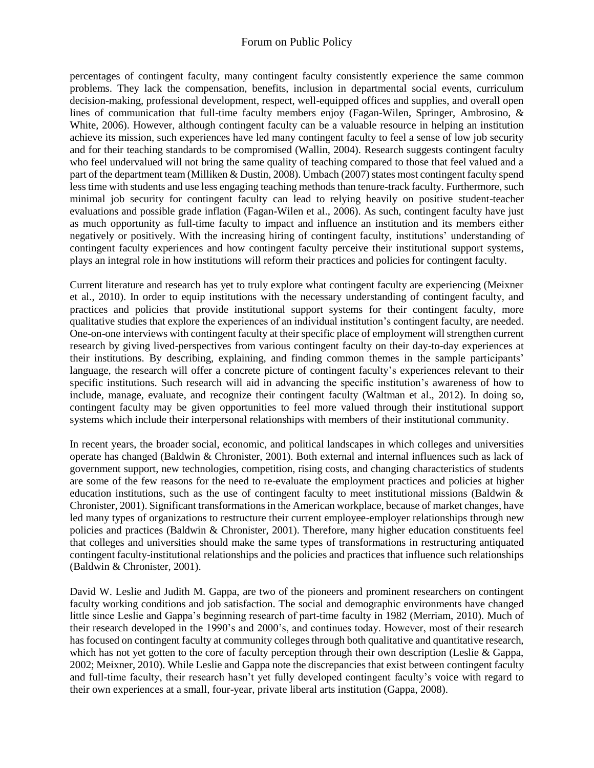percentages of contingent faculty, many contingent faculty consistently experience the same common problems. They lack the compensation, benefits, inclusion in departmental social events, curriculum decision-making, professional development, respect, well-equipped offices and supplies, and overall open lines of communication that full-time faculty members enjoy (Fagan-Wilen, Springer, Ambrosino, & White, 2006). However, although contingent faculty can be a valuable resource in helping an institution achieve its mission, such experiences have led many contingent faculty to feel a sense of low job security and for their teaching standards to be compromised (Wallin, 2004). Research suggests contingent faculty who feel undervalued will not bring the same quality of teaching compared to those that feel valued and a part of the department team (Milliken & Dustin, 2008). Umbach (2007) states most contingent faculty spend less time with students and use less engaging teaching methods than tenure-track faculty. Furthermore, such minimal job security for contingent faculty can lead to relying heavily on positive student-teacher evaluations and possible grade inflation (Fagan-Wilen et al., 2006). As such, contingent faculty have just as much opportunity as full-time faculty to impact and influence an institution and its members either negatively or positively. With the increasing hiring of contingent faculty, institutions' understanding of contingent faculty experiences and how contingent faculty perceive their institutional support systems, plays an integral role in how institutions will reform their practices and policies for contingent faculty.

Current literature and research has yet to truly explore what contingent faculty are experiencing (Meixner et al., 2010). In order to equip institutions with the necessary understanding of contingent faculty, and practices and policies that provide institutional support systems for their contingent faculty, more qualitative studies that explore the experiences of an individual institution's contingent faculty, are needed. One-on-one interviews with contingent faculty at their specific place of employment will strengthen current research by giving lived-perspectives from various contingent faculty on their day-to-day experiences at their institutions. By describing, explaining, and finding common themes in the sample participants' language, the research will offer a concrete picture of contingent faculty's experiences relevant to their specific institutions. Such research will aid in advancing the specific institution's awareness of how to include, manage, evaluate, and recognize their contingent faculty (Waltman et al., 2012). In doing so, contingent faculty may be given opportunities to feel more valued through their institutional support systems which include their interpersonal relationships with members of their institutional community.

In recent years, the broader social, economic, and political landscapes in which colleges and universities operate has changed (Baldwin & Chronister, 2001). Both external and internal influences such as lack of government support, new technologies, competition, rising costs, and changing characteristics of students are some of the few reasons for the need to re-evaluate the employment practices and policies at higher education institutions, such as the use of contingent faculty to meet institutional missions (Baldwin & Chronister, 2001). Significant transformations in the American workplace, because of market changes, have led many types of organizations to restructure their current employee-employer relationships through new policies and practices (Baldwin & Chronister, 2001). Therefore, many higher education constituents feel that colleges and universities should make the same types of transformations in restructuring antiquated contingent faculty-institutional relationships and the policies and practices that influence such relationships (Baldwin & Chronister, 2001).

David W. Leslie and Judith M. Gappa, are two of the pioneers and prominent researchers on contingent faculty working conditions and job satisfaction. The social and demographic environments have changed little since Leslie and Gappa's beginning research of part-time faculty in 1982 (Merriam, 2010). Much of their research developed in the 1990's and 2000's, and continues today. However, most of their research has focused on contingent faculty at community colleges through both qualitative and quantitative research, which has not yet gotten to the core of faculty perception through their own description (Leslie & Gappa, 2002; Meixner, 2010). While Leslie and Gappa note the discrepancies that exist between contingent faculty and full-time faculty, their research hasn't yet fully developed contingent faculty's voice with regard to their own experiences at a small, four-year, private liberal arts institution (Gappa, 2008).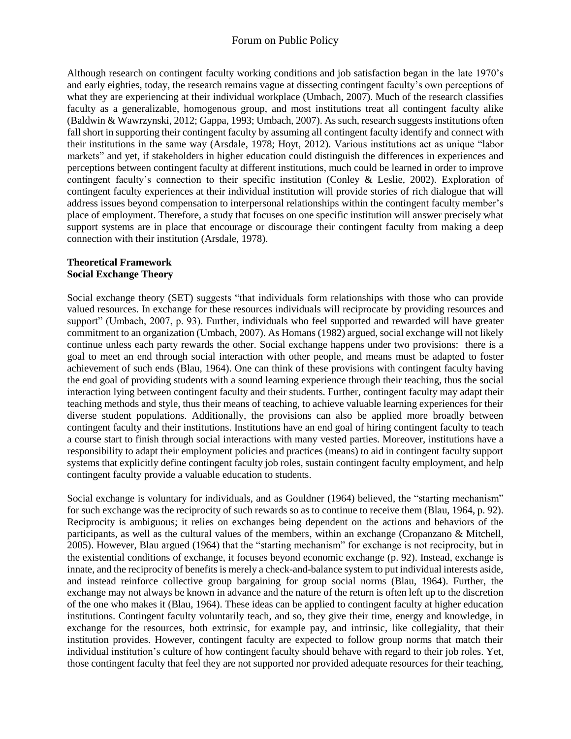Although research on contingent faculty working conditions and job satisfaction began in the late 1970's and early eighties, today, the research remains vague at dissecting contingent faculty's own perceptions of what they are experiencing at their individual workplace (Umbach, 2007). Much of the research classifies faculty as a generalizable, homogenous group, and most institutions treat all contingent faculty alike (Baldwin & Wawrzynski, 2012; Gappa, 1993; Umbach, 2007). As such, research suggests institutions often fall short in supporting their contingent faculty by assuming all contingent faculty identify and connect with their institutions in the same way (Arsdale, 1978; Hoyt, 2012). Various institutions act as unique "labor markets" and yet, if stakeholders in higher education could distinguish the differences in experiences and perceptions between contingent faculty at different institutions, much could be learned in order to improve contingent faculty's connection to their specific institution (Conley & Leslie, 2002). Exploration of contingent faculty experiences at their individual institution will provide stories of rich dialogue that will address issues beyond compensation to interpersonal relationships within the contingent faculty member's place of employment. Therefore, a study that focuses on one specific institution will answer precisely what support systems are in place that encourage or discourage their contingent faculty from making a deep connection with their institution (Arsdale, 1978).

## Theoretical Framework

### Social Exchange Theory

Social exchange theory (SET) suggests "that individuals form relationships with those who can provide valued resources. In exchange for these resources individuals will reciprocate by providing resources and support" (Umbach, 2007, p. 93). Further, individuals who feel supported and rewarded will have greater commitment to an organization (Umbach, 2007). As Homans (1982) argued, social exchange will not likely continue unless each party rewards the other. Social exchange happens under two provisions: there is a goal to meet an end through social interaction with other people, and means must be adapted to foster achievement of such ends (Blau, 1964). One can think of these provisions with contingent faculty having the end goal of providing students with a sound learning experience through their teaching, thus the social interaction lying between contingent faculty and their students. Further, contingent faculty may adapt their teaching methods and style, thus their means of teaching, to achieve valuable learning experiences for their diverse student populations. Additionally, the provisions can also be applied more broadly between contingent faculty and their institutions. Institutions have an end goal of hiring contingent faculty to teach a course start to finish through social interactions with many vested parties. Moreover, institutions have a responsibility to adapt their employment policies and practices (means) to aid in contingent faculty support systems that explicitly define contingent faculty job roles, sustain contingent faculty employment, and help contingent faculty provide a valuable education to students.

Social exchange is voluntary for individuals, and as Gouldner (1964) believed, the "starting mechanism" for such exchange was the reciprocity of such rewards so as to continue to receive them (Blau, 1964, p. 92). Reciprocity is ambiguous; it relies on exchanges being dependent on the actions and behaviors of the participants, as well as the cultural values of the members, within an exchange (Cropanzano & Mitchell, 2005). However, Blau argued (1964) that the "starting mechanism" for exchange is not reciprocity, but in the existential conditions of exchange, it focuses beyond economic exchange (p. 92). Instead, exchange is innate, and the reciprocity of benefits is merely a check-and-balance system to put individual interests aside, and instead reinforce collective group bargaining for group social norms (Blau, 1964). Further, the exchange may not always be known in advance and the nature of the return is often left up to the discretion of the one who makes it (Blau, 1964). These ideas can be applied to contingent faculty at higher education institutions. Contingent faculty voluntarily teach, and so, they give their time, energy and knowledge, in exchange for the resources, both extrinsic, for example pay, and intrinsic, like collegiality, that their institution provides. However, contingent faculty are expected to follow group norms that match their individual institution's culture of how contingent faculty should behave with regard to their job roles. Yet, those contingent faculty that feel they are not supported nor provided adequate resources for their teaching,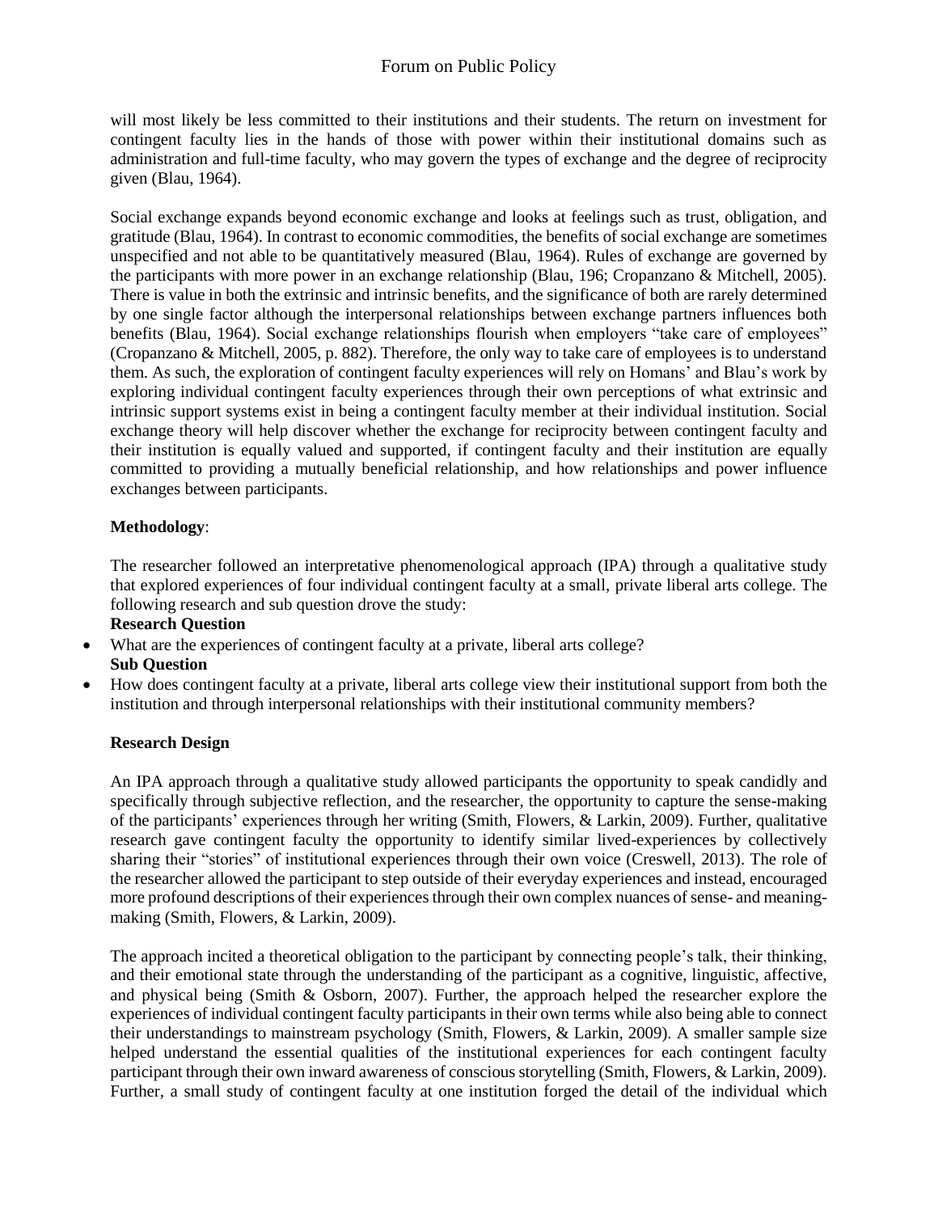will most likely be less committed to their institutions and their students. The return on investment for contingent faculty lies in the hands of those with power within their institutional domains such as administration and full-time faculty, who may govern the types of exchange and the degree of reciprocity given (Blau, 1964).

Social exchange expands beyond economic exchange and looks at feelings such as trust, obligation, and gratitude (Blau, 1964). In contrast to economic commodities, the benefits of social exchange are sometimes unspecified and not able to be quantitatively measured (Blau, 1964). Rules of exchange are governed by the participants with more power in an exchange relationship (Blau, 196; Cropanzano & Mitchell, 2005). There is value in both the extrinsic and intrinsic benefits, and the significance of both are rarely determined by one single factor although the interpersonal relationships between exchange partners influences both benefits (Blau, 1964). Social exchange relationships flourish when employers "take care of employees" (Cropanzano & Mitchell, 2005, p. 882). Therefore, the only way to take care of employees is to understand them. As such, the exploration of contingent faculty experiences will rely on Homans' and Blau's work by exploring individual contingent faculty experiences through their own perceptions of what extrinsic and intrinsic support systems exist in being a contingent faculty member at their individual institution. Social exchange theory will help discover whether the exchange for reciprocity between contingent faculty and their institution is equally valued and supported, if contingent faculty and their institution are equally committed to providing a mutually beneficial relationship, and how relationships and power influence exchanges between participants.

**Methodology**:

The researcher followed an interpretative phenomenological approach (IPA) through a qualitative study that explored experiences of four individual contingent faculty at a small, private liberal arts college. The following research and sub question drove the study:

**Research Question**

- What are the experiences of contingent faculty at a private, liberal arts college?

**Sub Question**

- How does contingent faculty at a private, liberal arts college view their institutional support from both the institution and through interpersonal relationships with their institutional community members?

**Research Design**

An IPA approach through a qualitative study allowed participants the opportunity to speak candidly and specifically through subjective reflection, and the researcher, the opportunity to capture the sense-making of the participants' experiences through her writing (Smith, Flowers, & Larkin, 2009). Further, qualitative research gave contingent faculty the opportunity to identify similar lived-experiences by collectively sharing their "stories" of institutional experiences through their own voice (Creswell, 2013). The role of the researcher allowed the participant to step outside of their everyday experiences and instead, encouraged more profound descriptions of their experiences through their own complex nuances of sense- and meaning-making (Smith, Flowers, & Larkin, 2009).

The approach incited a theoretical obligation to the participant by connecting people's talk, their thinking, and their emotional state through the understanding of the participant as a cognitive, linguistic, affective, and physical being (Smith & Osborn, 2007). Further, the approach helped the researcher explore the experiences of individual contingent faculty participants in their own terms while also being able to connect their understandings to mainstream psychology (Smith, Flowers, & Larkin, 2009). A smaller sample size helped understand the essential qualities of the institutional experiences for each contingent faculty participant through their own inward awareness of conscious storytelling (Smith, Flowers, & Larkin, 2009). Further, a small study of contingent faculty at one institution forged the detail of the individual which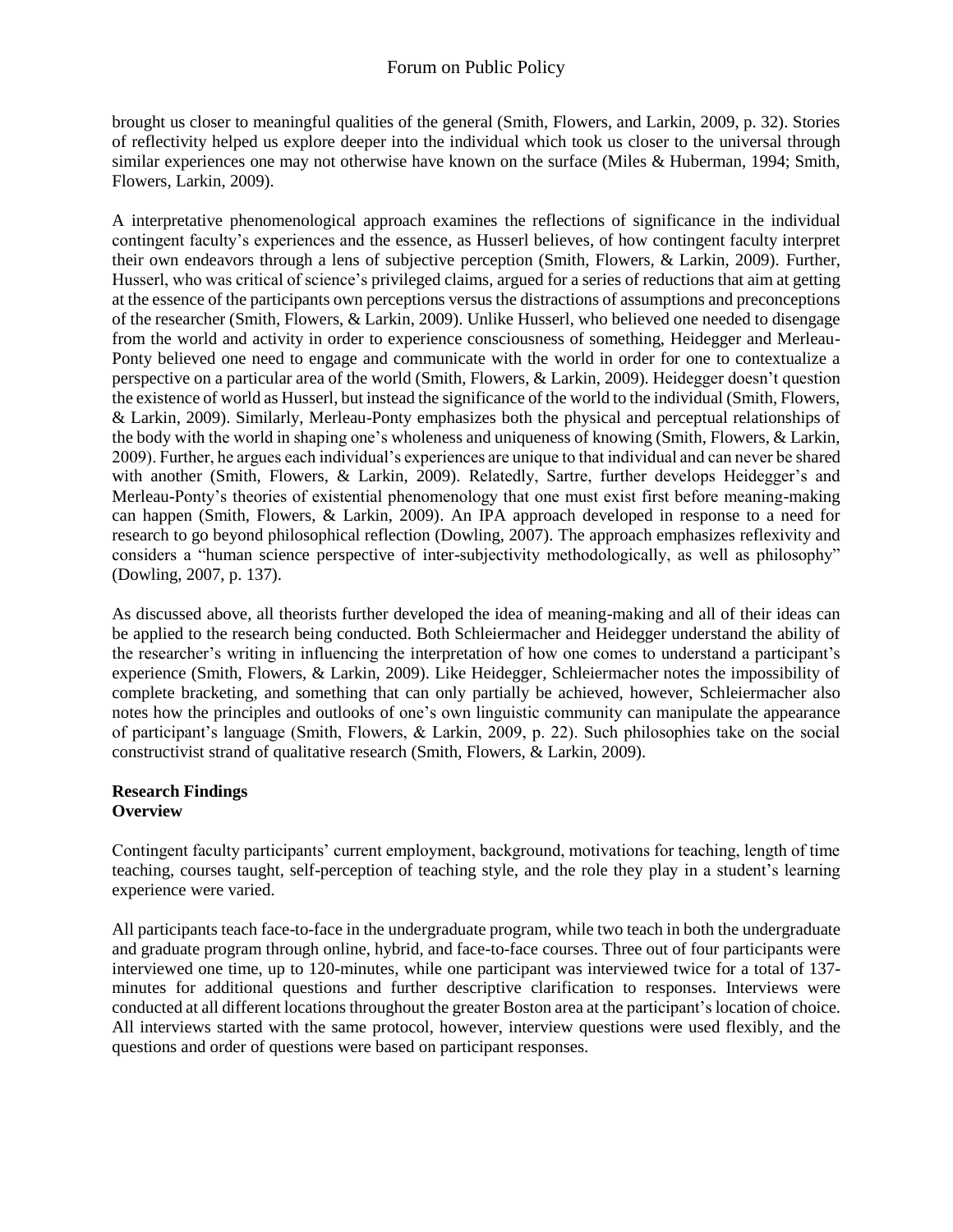brought us closer to meaningful qualities of the general (Smith, Flowers, and Larkin, 2009, p. 32). Stories of reflectivity helped us explore deeper into the individual which took us closer to the universal through similar experiences one may not otherwise have known on the surface (Miles & Huberman, 1994; Smith, Flowers, Larkin, 2009).

A interpretative phenomenological approach examines the reflections of significance in the individual contingent faculty's experiences and the essence, as Husserl believes, of how contingent faculty interpret their own endeavors through a lens of subjective perception (Smith, Flowers, & Larkin, 2009). Further, Husserl, who was critical of science's privileged claims, argued for a series of reductions that aim at getting at the essence of the participants own perceptions versus the distractions of assumptions and preconceptions of the researcher (Smith, Flowers, & Larkin, 2009). Unlike Husserl, who believed one needed to disengage from the world and activity in order to experience consciousness of something, Heidegger and Merleau-Ponty believed one need to engage and communicate with the world in order for one to contextualize a perspective on a particular area of the world (Smith, Flowers, & Larkin, 2009). Heidegger doesn't question the existence of world as Husserl, but instead the significance of the world to the individual (Smith, Flowers, & Larkin, 2009). Similarly, Merleau-Ponty emphasizes both the physical and perceptual relationships of the body with the world in shaping one's wholeness and uniqueness of knowing (Smith, Flowers, & Larkin, 2009). Further, he argues each individual's experiences are unique to that individual and can never be shared with another (Smith, Flowers, & Larkin, 2009). Relatedly, Sartre, further develops Heidegger's and Merleau-Ponty's theories of existential phenomenology that one must exist first before meaning-making can happen (Smith, Flowers, & Larkin, 2009). An IPA approach developed in response to a need for research to go beyond philosophical reflection (Dowling, 2007). The approach emphasizes reflexivity and considers a "human science perspective of inter-subjectivity methodologically, as well as philosophy" (Dowling, 2007, p. 137).

As discussed above, all theorists further developed the idea of meaning-making and all of their ideas can be applied to the research being conducted. Both Schleiermacher and Heidegger understand the ability of the researcher's writing in influencing the interpretation of how one comes to understand a participant's experience (Smith, Flowers, & Larkin, 2009). Like Heidegger, Schleiermacher notes the impossibility of complete bracketing, and something that can only partially be achieved, however, Schleiermacher also notes how the principles and outlooks of one's own linguistic community can manipulate the appearance of participant's language (Smith, Flowers, & Larkin, 2009, p. 22). Such philosophies take on the social constructivist strand of qualitative research (Smith, Flowers, & Larkin, 2009).

## Research Findings

### Overview

Contingent faculty participants' current employment, background, motivations for teaching, length of time teaching, courses taught, self-perception of teaching style, and the role they play in a student's learning experience were varied.

All participants teach face-to-face in the undergraduate program, while two teach in both the undergraduate and graduate program through online, hybrid, and face-to-face courses. Three out of four participants were interviewed one time, up to 120-minutes, while one participant was interviewed twice for a total of 137-minutes for additional questions and further descriptive clarification to responses. Interviews were conducted at all different locations throughout the greater Boston area at the participant's location of choice. All interviews started with the same protocol, however, interview questions were used flexibly, and the questions and order of questions were based on participant responses.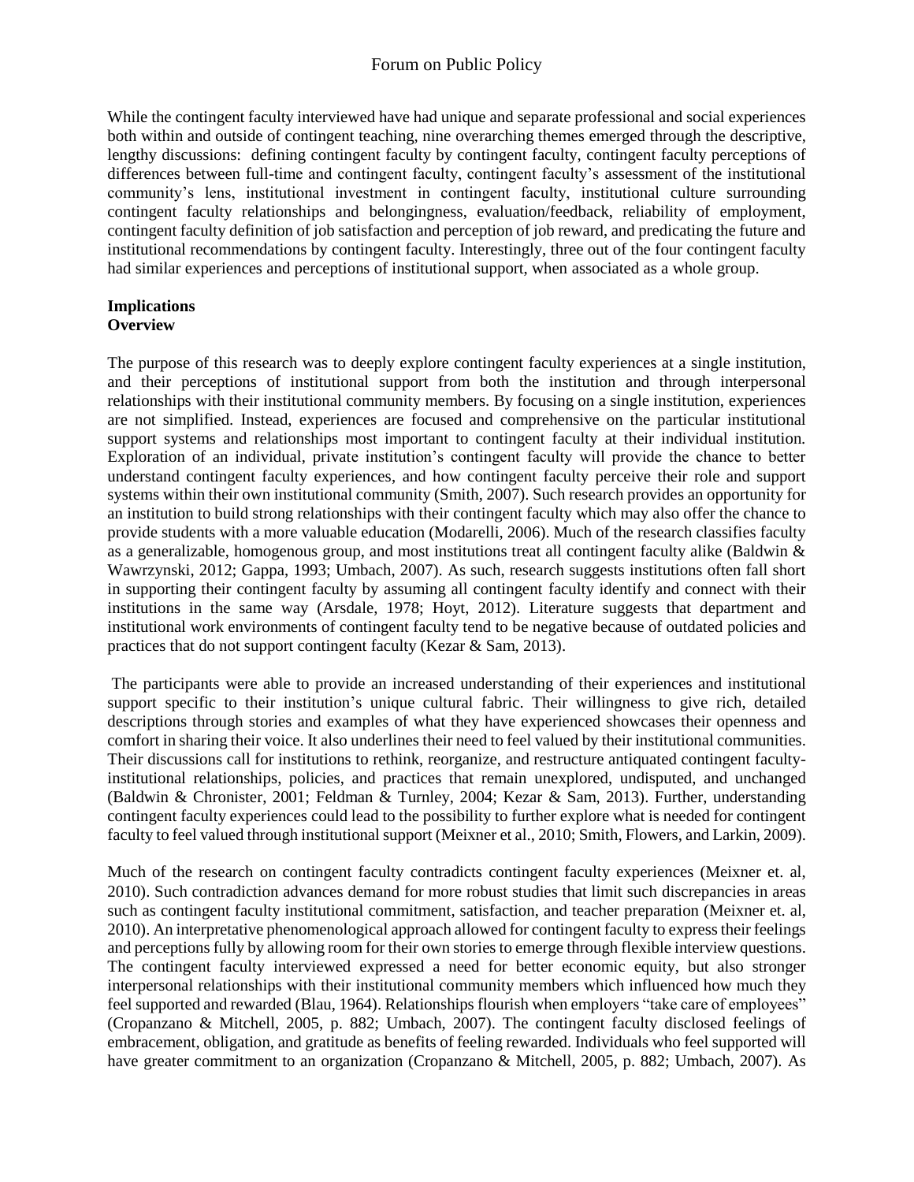While the contingent faculty interviewed have had unique and separate professional and social experiences both within and outside of contingent teaching, nine overarching themes emerged through the descriptive, lengthy discussions: defining contingent faculty by contingent faculty, contingent faculty perceptions of differences between full-time and contingent faculty, contingent faculty's assessment of the institutional community's lens, institutional investment in contingent faculty, institutional culture surrounding contingent faculty relationships and belongingness, evaluation/feedback, reliability of employment, contingent faculty definition of job satisfaction and perception of job reward, and predicating the future and institutional recommendations by contingent faculty. Interestingly, three out of the four contingent faculty had similar experiences and perceptions of institutional support, when associated as a whole group.

## Implications

### Overview

The purpose of this research was to deeply explore contingent faculty experiences at a single institution, and their perceptions of institutional support from both the institution and through interpersonal relationships with their institutional community members. By focusing on a single institution, experiences are not simplified. Instead, experiences are focused and comprehensive on the particular institutional support systems and relationships most important to contingent faculty at their individual institution. Exploration of an individual, private institution's contingent faculty will provide the chance to better understand contingent faculty experiences, and how contingent faculty perceive their role and support systems within their own institutional community (Smith, 2007). Such research provides an opportunity for an institution to build strong relationships with their contingent faculty which may also offer the chance to provide students with a more valuable education (Modarelli, 2006). Much of the research classifies faculty as a generalizable, homogenous group, and most institutions treat all contingent faculty alike (Baldwin & Wawrzynski, 2012; Gappa, 1993; Umbach, 2007). As such, research suggests institutions often fall short in supporting their contingent faculty by assuming all contingent faculty identify and connect with their institutions in the same way (Arsdale, 1978; Hoyt, 2012). Literature suggests that department and institutional work environments of contingent faculty tend to be negative because of outdated policies and practices that do not support contingent faculty (Kezar & Sam, 2013).

The participants were able to provide an increased understanding of their experiences and institutional support specific to their institution's unique cultural fabric. Their willingness to give rich, detailed descriptions through stories and examples of what they have experienced showcases their openness and comfort in sharing their voice. It also underlines their need to feel valued by their institutional communities. Their discussions call for institutions to rethink, reorganize, and restructure antiquated contingent faculty-institutional relationships, policies, and practices that remain unexplored, undisputed, and unchanged (Baldwin & Chronister, 2001; Feldman & Turnley, 2004; Kezar & Sam, 2013). Further, understanding contingent faculty experiences could lead to the possibility to further explore what is needed for contingent faculty to feel valued through institutional support (Meixner et al., 2010; Smith, Flowers, and Larkin, 2009).

Much of the research on contingent faculty contradicts contingent faculty experiences (Meixner et. al, 2010). Such contradiction advances demand for more robust studies that limit such discrepancies in areas such as contingent faculty institutional commitment, satisfaction, and teacher preparation (Meixner et. al, 2010). An interpretative phenomenological approach allowed for contingent faculty to express their feelings and perceptions fully by allowing room for their own stories to emerge through flexible interview questions. The contingent faculty interviewed expressed a need for better economic equity, but also stronger interpersonal relationships with their institutional community members which influenced how much they feel supported and rewarded (Blau, 1964). Relationships flourish when employers "take care of employees" (Cropanzano & Mitchell, 2005, p. 882; Umbach, 2007). The contingent faculty disclosed feelings of embracement, obligation, and gratitude as benefits of feeling rewarded. Individuals who feel supported will have greater commitment to an organization (Cropanzano & Mitchell, 2005, p. 882; Umbach, 2007). As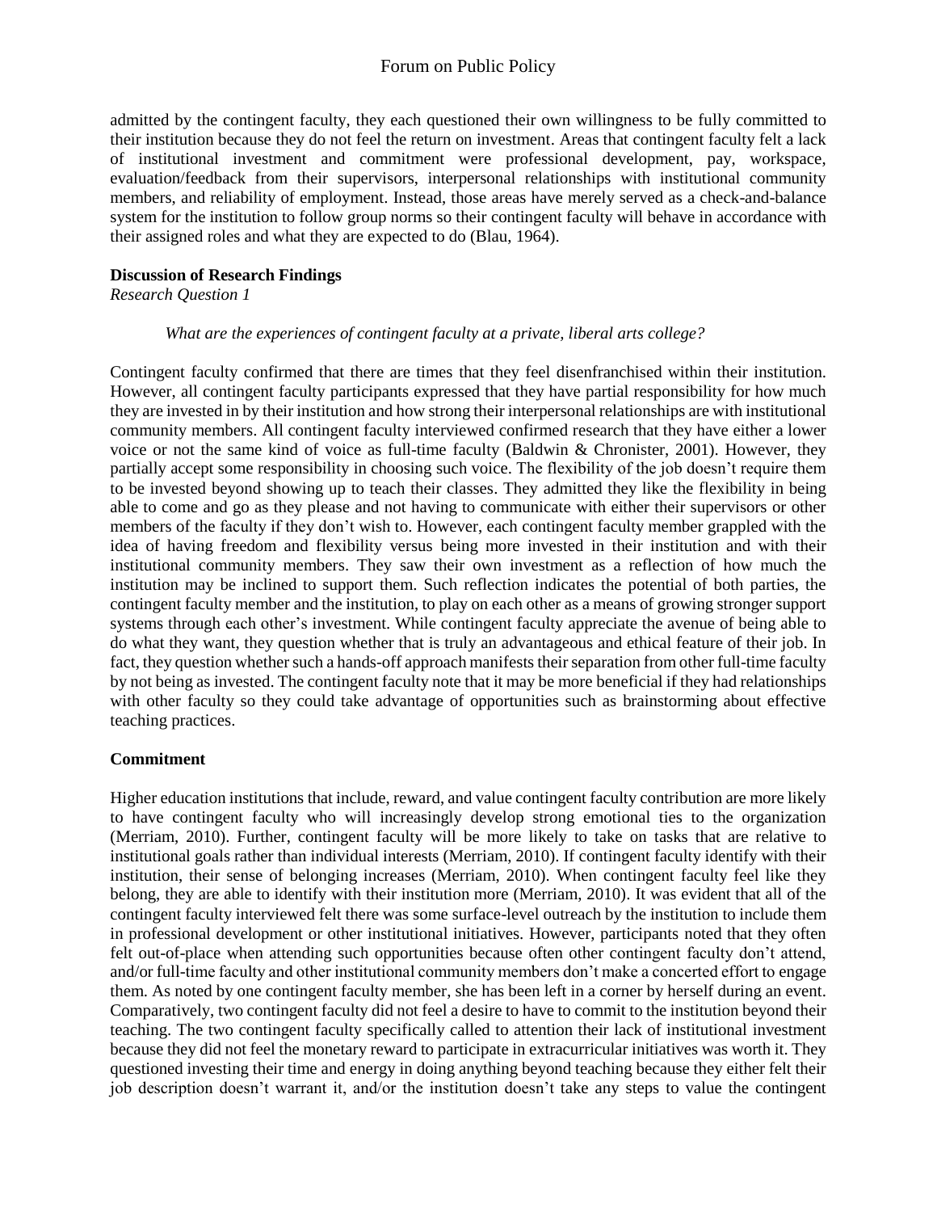admitted by the contingent faculty, they each questioned their own willingness to be fully committed to their institution because they do not feel the return on investment. Areas that contingent faculty felt a lack of institutional investment and commitment were professional development, pay, workspace, evaluation/feedback from their supervisors, interpersonal relationships with institutional community members, and reliability of employment. Instead, those areas have merely served as a check-and-balance system for the institution to follow group norms so their contingent faculty will behave in accordance with their assigned roles and what they are expected to do (Blau, 1964).

**Discussion of Research Findings**

*Research Question 1*

*What are the experiences of contingent faculty at a private, liberal arts college?*

Contingent faculty confirmed that there are times that they feel disenfranchised within their institution. However, all contingent faculty participants expressed that they have partial responsibility for how much they are invested in by their institution and how strong their interpersonal relationships are with institutional community members. All contingent faculty interviewed confirmed research that they have either a lower voice or not the same kind of voice as full-time faculty (Baldwin & Chronister, 2001). However, they partially accept some responsibility in choosing such voice. The flexibility of the job doesn't require them to be invested beyond showing up to teach their classes. They admitted they like the flexibility in being able to come and go as they please and not having to communicate with either their supervisors or other members of the faculty if they don't wish to. However, each contingent faculty member grappled with the idea of having freedom and flexibility versus being more invested in their institution and with their institutional community members. They saw their own investment as a reflection of how much the institution may be inclined to support them. Such reflection indicates the potential of both parties, the contingent faculty member and the institution, to play on each other as a means of growing stronger support systems through each other's investment. While contingent faculty appreciate the avenue of being able to do what they want, they question whether that is truly an advantageous and ethical feature of their job. In fact, they question whether such a hands-off approach manifests their separation from other full-time faculty by not being as invested. The contingent faculty note that it may be more beneficial if they had relationships with other faculty so they could take advantage of opportunities such as brainstorming about effective teaching practices.

**Commitment**

Higher education institutions that include, reward, and value contingent faculty contribution are more likely to have contingent faculty who will increasingly develop strong emotional ties to the organization (Merriam, 2010). Further, contingent faculty will be more likely to take on tasks that are relative to institutional goals rather than individual interests (Merriam, 2010). If contingent faculty identify with their institution, their sense of belonging increases (Merriam, 2010). When contingent faculty feel like they belong, they are able to identify with their institution more (Merriam, 2010). It was evident that all of the contingent faculty interviewed felt there was some surface-level outreach by the institution to include them in professional development or other institutional initiatives. However, participants noted that they often felt out-of-place when attending such opportunities because often other contingent faculty don't attend, and/or full-time faculty and other institutional community members don't make a concerted effort to engage them. As noted by one contingent faculty member, she has been left in a corner by herself during an event. Comparatively, two contingent faculty did not feel a desire to have to commit to the institution beyond their teaching. The two contingent faculty specifically called to attention their lack of institutional investment because they did not feel the monetary reward to participate in extracurricular initiatives was worth it. They questioned investing their time and energy in doing anything beyond teaching because they either felt their job description doesn't warrant it, and/or the institution doesn't take any steps to value the contingent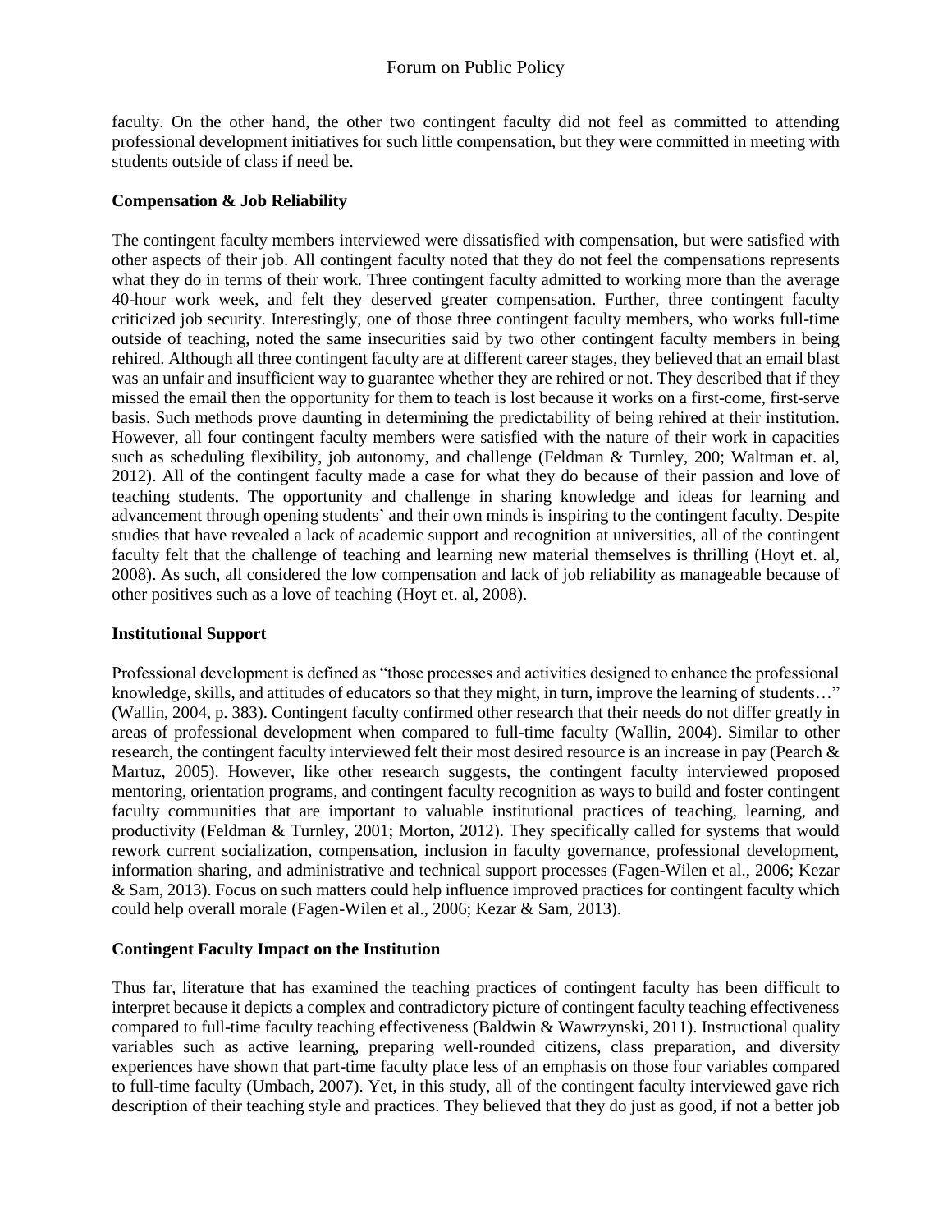faculty. On the other hand, the other two contingent faculty did not feel as committed to attending professional development initiatives for such little compensation, but they were committed in meeting with students outside of class if need be.

**Compensation & Job Reliability**

The contingent faculty members interviewed were dissatisfied with compensation, but were satisfied with other aspects of their job. All contingent faculty noted that they do not feel the compensations represents what they do in terms of their work. Three contingent faculty admitted to working more than the average 40-hour work week, and felt they deserved greater compensation. Further, three contingent faculty criticized job security. Interestingly, one of those three contingent faculty members, who works full-time outside of teaching, noted the same insecurities said by two other contingent faculty members in being rehired. Although all three contingent faculty are at different career stages, they believed that an email blast was an unfair and insufficient way to guarantee whether they are rehired or not. They described that if they missed the email then the opportunity for them to teach is lost because it works on a first-come, first-serve basis. Such methods prove daunting in determining the predictability of being rehired at their institution. However, all four contingent faculty members were satisfied with the nature of their work in capacities such as scheduling flexibility, job autonomy, and challenge (Feldman & Turnley, 200; Waltman et. al, 2012). All of the contingent faculty made a case for what they do because of their passion and love of teaching students. The opportunity and challenge in sharing knowledge and ideas for learning and advancement through opening students' and their own minds is inspiring to the contingent faculty. Despite studies that have revealed a lack of academic support and recognition at universities, all of the contingent faculty felt that the challenge of teaching and learning new material themselves is thrilling (Hoyt et. al, 2008). As such, all considered the low compensation and lack of job reliability as manageable because of other positives such as a love of teaching (Hoyt et. al, 2008).

**Institutional Support**

Professional development is defined as "those processes and activities designed to enhance the professional knowledge, skills, and attitudes of educators so that they might, in turn, improve the learning of students…" (Wallin, 2004, p. 383). Contingent faculty confirmed other research that their needs do not differ greatly in areas of professional development when compared to full-time faculty (Wallin, 2004). Similar to other research, the contingent faculty interviewed felt their most desired resource is an increase in pay (Pearch & Martuz, 2005). However, like other research suggests, the contingent faculty interviewed proposed mentoring, orientation programs, and contingent faculty recognition as ways to build and foster contingent faculty communities that are important to valuable institutional practices of teaching, learning, and productivity (Feldman & Turnley, 2001; Morton, 2012). They specifically called for systems that would rework current socialization, compensation, inclusion in faculty governance, professional development, information sharing, and administrative and technical support processes (Fagen-Wilen et al., 2006; Kezar & Sam, 2013). Focus on such matters could help influence improved practices for contingent faculty which could help overall morale (Fagen-Wilen et al., 2006; Kezar & Sam, 2013).

**Contingent Faculty Impact on the Institution**

Thus far, literature that has examined the teaching practices of contingent faculty has been difficult to interpret because it depicts a complex and contradictory picture of contingent faculty teaching effectiveness compared to full-time faculty teaching effectiveness (Baldwin & Wawrzynski, 2011). Instructional quality variables such as active learning, preparing well-rounded citizens, class preparation, and diversity experiences have shown that part-time faculty place less of an emphasis on those four variables compared to full-time faculty (Umbach, 2007). Yet, in this study, all of the contingent faculty interviewed gave rich description of their teaching style and practices. They believed that they do just as good, if not a better job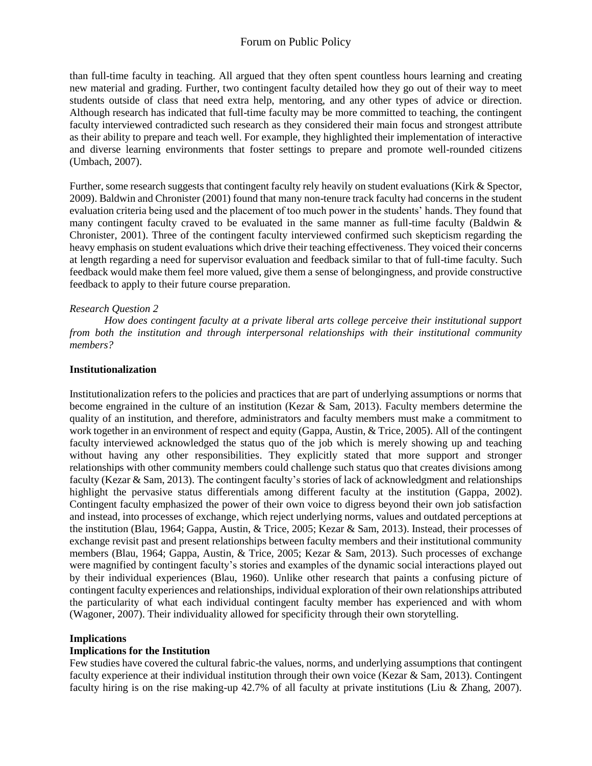than full-time faculty in teaching. All argued that they often spent countless hours learning and creating new material and grading. Further, two contingent faculty detailed how they go out of their way to meet students outside of class that need extra help, mentoring, and any other types of advice or direction. Although research has indicated that full-time faculty may be more committed to teaching, the contingent faculty interviewed contradicted such research as they considered their main focus and strongest attribute as their ability to prepare and teach well. For example, they highlighted their implementation of interactive and diverse learning environments that foster settings to prepare and promote well-rounded citizens (Umbach, 2007).

Further, some research suggests that contingent faculty rely heavily on student evaluations (Kirk & Spector, 2009). Baldwin and Chronister (2001) found that many non-tenure track faculty had concerns in the student evaluation criteria being used and the placement of too much power in the students' hands. They found that many contingent faculty craved to be evaluated in the same manner as full-time faculty (Baldwin & Chronister, 2001). Three of the contingent faculty interviewed confirmed such skepticism regarding the heavy emphasis on student evaluations which drive their teaching effectiveness. They voiced their concerns at length regarding a need for supervisor evaluation and feedback similar to that of full-time faculty. Such feedback would make them feel more valued, give them a sense of belongingness, and provide constructive feedback to apply to their future course preparation.

*Research Question 2*

*How does contingent faculty at a private liberal arts college perceive their institutional support from both the institution and through interpersonal relationships with their institutional community members?*

**Institutionalization**

Institutionalization refers to the policies and practices that are part of underlying assumptions or norms that become engrained in the culture of an institution (Kezar & Sam, 2013). Faculty members determine the quality of an institution, and therefore, administrators and faculty members must make a commitment to work together in an environment of respect and equity (Gappa, Austin, & Trice, 2005). All of the contingent faculty interviewed acknowledged the status quo of the job which is merely showing up and teaching without having any other responsibilities. They explicitly stated that more support and stronger relationships with other community members could challenge such status quo that creates divisions among faculty (Kezar & Sam, 2013). The contingent faculty's stories of lack of acknowledgment and relationships highlight the pervasive status differentials among different faculty at the institution (Gappa, 2002). Contingent faculty emphasized the power of their own voice to digress beyond their own job satisfaction and instead, into processes of exchange, which reject underlying norms, values and outdated perceptions at the institution (Blau, 1964; Gappa, Austin, & Trice, 2005; Kezar & Sam, 2013). Instead, their processes of exchange revisit past and present relationships between faculty members and their institutional community members (Blau, 1964; Gappa, Austin, & Trice, 2005; Kezar & Sam, 2013). Such processes of exchange were magnified by contingent faculty's stories and examples of the dynamic social interactions played out by their individual experiences (Blau, 1960). Unlike other research that paints a confusing picture of contingent faculty experiences and relationships, individual exploration of their own relationships attributed the particularity of what each individual contingent faculty member has experienced and with whom (Wagoner, 2007). Their individuality allowed for specificity through their own storytelling.

**Implications**

**Implications for the Institution**

Few studies have covered the cultural fabric-the values, norms, and underlying assumptions that contingent faculty experience at their individual institution through their own voice (Kezar & Sam, 2013). Contingent faculty hiring is on the rise making-up 42.7% of all faculty at private institutions (Liu & Zhang, 2007).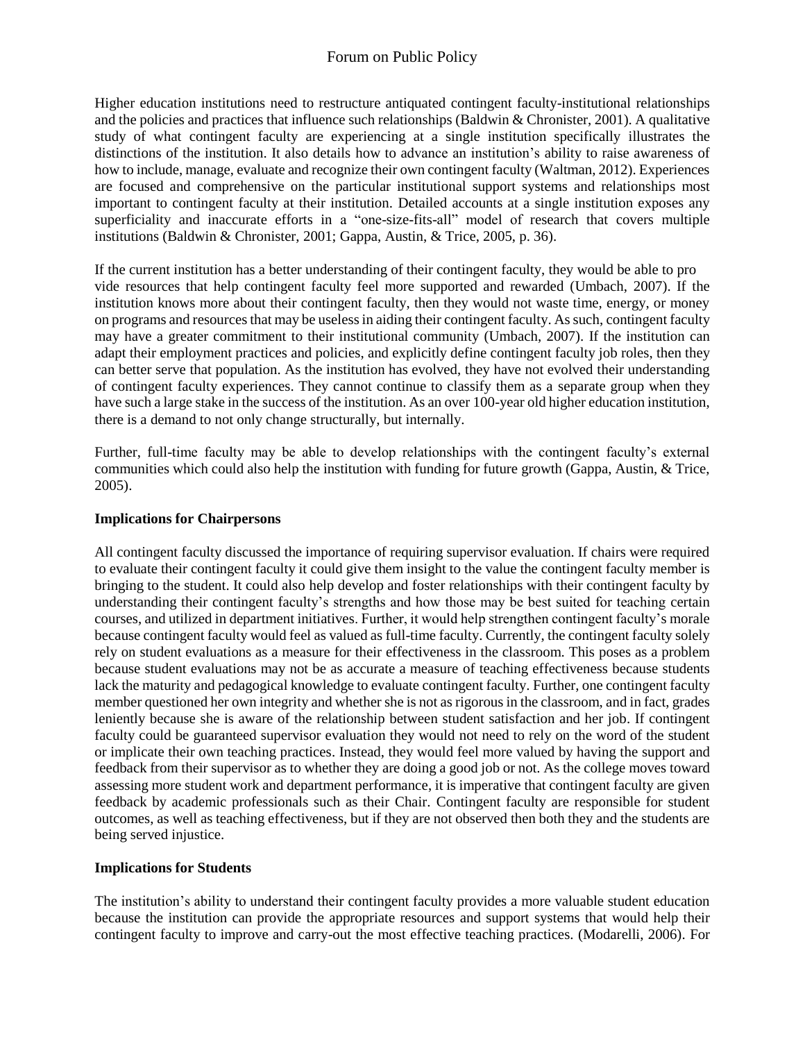Higher education institutions need to restructure antiquated contingent faculty-institutional relationships and the policies and practices that influence such relationships (Baldwin & Chronister, 2001). A qualitative study of what contingent faculty are experiencing at a single institution specifically illustrates the distinctions of the institution. It also details how to advance an institution's ability to raise awareness of how to include, manage, evaluate and recognize their own contingent faculty (Waltman, 2012). Experiences are focused and comprehensive on the particular institutional support systems and relationships most important to contingent faculty at their institution. Detailed accounts at a single institution exposes any superficiality and inaccurate efforts in a "one-size-fits-all" model of research that covers multiple institutions (Baldwin & Chronister, 2001; Gappa, Austin, & Trice, 2005, p. 36).

If the current institution has a better understanding of their contingent faculty, they would be able to pro vide resources that help contingent faculty feel more supported and rewarded (Umbach, 2007). If the institution knows more about their contingent faculty, then they would not waste time, energy, or money on programs and resources that may be useless in aiding their contingent faculty. As such, contingent faculty may have a greater commitment to their institutional community (Umbach, 2007). If the institution can adapt their employment practices and policies, and explicitly define contingent faculty job roles, then they can better serve that population. As the institution has evolved, they have not evolved their understanding of contingent faculty experiences. They cannot continue to classify them as a separate group when they have such a large stake in the success of the institution. As an over 100-year old higher education institution, there is a demand to not only change structurally, but internally.

Further, full-time faculty may be able to develop relationships with the contingent faculty's external communities which could also help the institution with funding for future growth (Gappa, Austin, & Trice, 2005).

**Implications for Chairpersons**

All contingent faculty discussed the importance of requiring supervisor evaluation. If chairs were required to evaluate their contingent faculty it could give them insight to the value the contingent faculty member is bringing to the student. It could also help develop and foster relationships with their contingent faculty by understanding their contingent faculty's strengths and how those may be best suited for teaching certain courses, and utilized in department initiatives. Further, it would help strengthen contingent faculty's morale because contingent faculty would feel as valued as full-time faculty. Currently, the contingent faculty solely rely on student evaluations as a measure for their effectiveness in the classroom. This poses as a problem because student evaluations may not be as accurate a measure of teaching effectiveness because students lack the maturity and pedagogical knowledge to evaluate contingent faculty. Further, one contingent faculty member questioned her own integrity and whether she is not as rigorous in the classroom, and in fact, grades leniently because she is aware of the relationship between student satisfaction and her job. If contingent faculty could be guaranteed supervisor evaluation they would not need to rely on the word of the student or implicate their own teaching practices. Instead, they would feel more valued by having the support and feedback from their supervisor as to whether they are doing a good job or not. As the college moves toward assessing more student work and department performance, it is imperative that contingent faculty are given feedback by academic professionals such as their Chair. Contingent faculty are responsible for student outcomes, as well as teaching effectiveness, but if they are not observed then both they and the students are being served injustice.

**Implications for Students**

The institution's ability to understand their contingent faculty provides a more valuable student education because the institution can provide the appropriate resources and support systems that would help their contingent faculty to improve and carry-out the most effective teaching practices. (Modarelli, 2006). For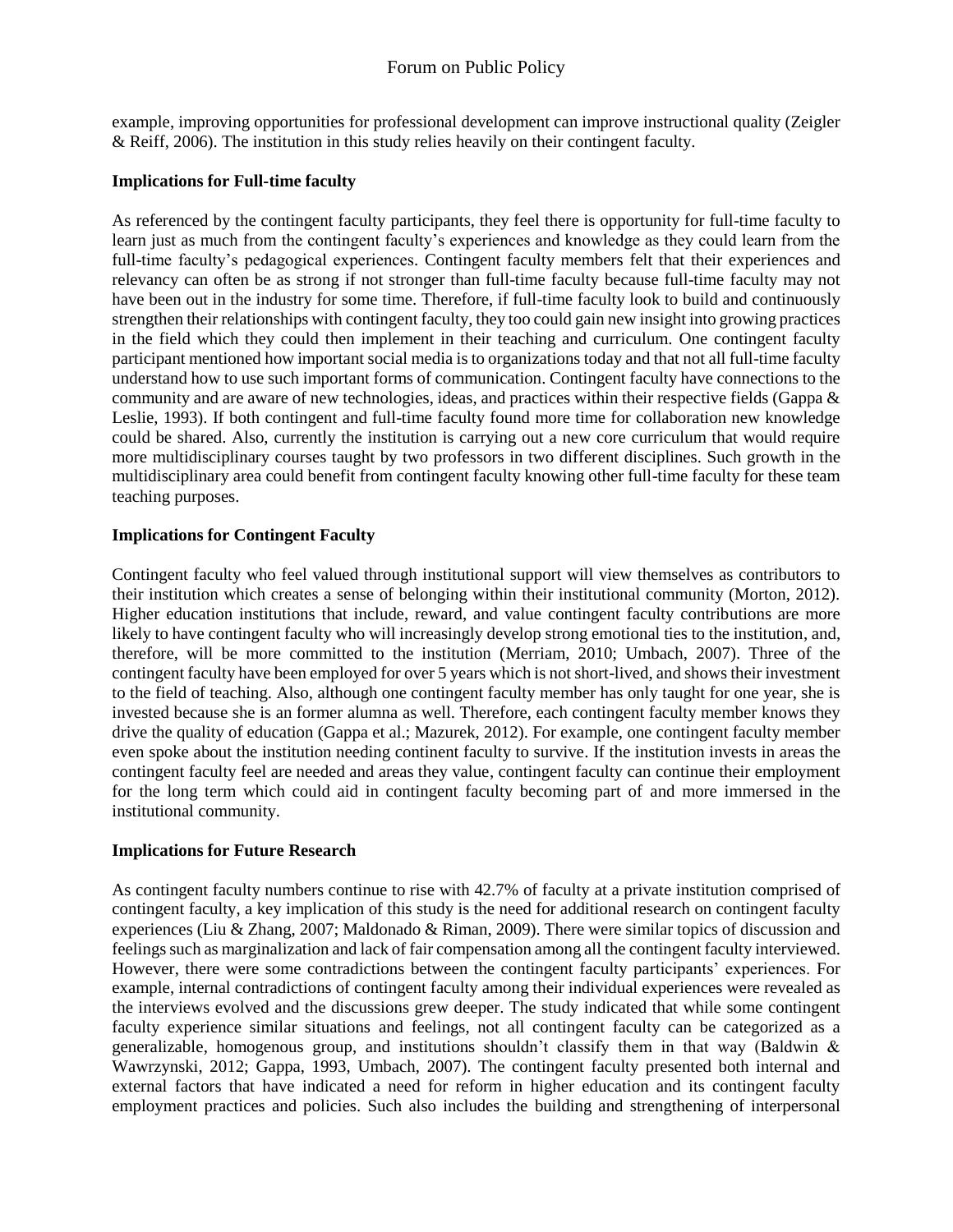example, improving opportunities for professional development can improve instructional quality (Zeigler & Reiff, 2006). The institution in this study relies heavily on their contingent faculty.

**Implications for Full-time faculty**

As referenced by the contingent faculty participants, they feel there is opportunity for full-time faculty to learn just as much from the contingent faculty's experiences and knowledge as they could learn from the full-time faculty's pedagogical experiences. Contingent faculty members felt that their experiences and relevancy can often be as strong if not stronger than full-time faculty because full-time faculty may not have been out in the industry for some time. Therefore, if full-time faculty look to build and continuously strengthen their relationships with contingent faculty, they too could gain new insight into growing practices in the field which they could then implement in their teaching and curriculum. One contingent faculty participant mentioned how important social media is to organizations today and that not all full-time faculty understand how to use such important forms of communication. Contingent faculty have connections to the community and are aware of new technologies, ideas, and practices within their respective fields (Gappa & Leslie, 1993). If both contingent and full-time faculty found more time for collaboration new knowledge could be shared. Also, currently the institution is carrying out a new core curriculum that would require more multidisciplinary courses taught by two professors in two different disciplines. Such growth in the multidisciplinary area could benefit from contingent faculty knowing other full-time faculty for these team teaching purposes.

**Implications for Contingent Faculty**

Contingent faculty who feel valued through institutional support will view themselves as contributors to their institution which creates a sense of belonging within their institutional community (Morton, 2012). Higher education institutions that include, reward, and value contingent faculty contributions are more likely to have contingent faculty who will increasingly develop strong emotional ties to the institution, and, therefore, will be more committed to the institution (Merriam, 2010; Umbach, 2007). Three of the contingent faculty have been employed for over 5 years which is not short-lived, and shows their investment to the field of teaching. Also, although one contingent faculty member has only taught for one year, she is invested because she is an former alumna as well. Therefore, each contingent faculty member knows they drive the quality of education (Gappa et al.; Mazurek, 2012). For example, one contingent faculty member even spoke about the institution needing continent faculty to survive. If the institution invests in areas the contingent faculty feel are needed and areas they value, contingent faculty can continue their employment for the long term which could aid in contingent faculty becoming part of and more immersed in the institutional community.

**Implications for Future Research**

As contingent faculty numbers continue to rise with 42.7% of faculty at a private institution comprised of contingent faculty, a key implication of this study is the need for additional research on contingent faculty experiences (Liu & Zhang, 2007; Maldonado & Riman, 2009). There were similar topics of discussion and feelings such as marginalization and lack of fair compensation among all the contingent faculty interviewed. However, there were some contradictions between the contingent faculty participants' experiences. For example, internal contradictions of contingent faculty among their individual experiences were revealed as the interviews evolved and the discussions grew deeper. The study indicated that while some contingent faculty experience similar situations and feelings, not all contingent faculty can be categorized as a generalizable, homogenous group, and institutions shouldn't classify them in that way (Baldwin & Wawrzynski, 2012; Gappa, 1993, Umbach, 2007). The contingent faculty presented both internal and external factors that have indicated a need for reform in higher education and its contingent faculty employment practices and policies. Such also includes the building and strengthening of interpersonal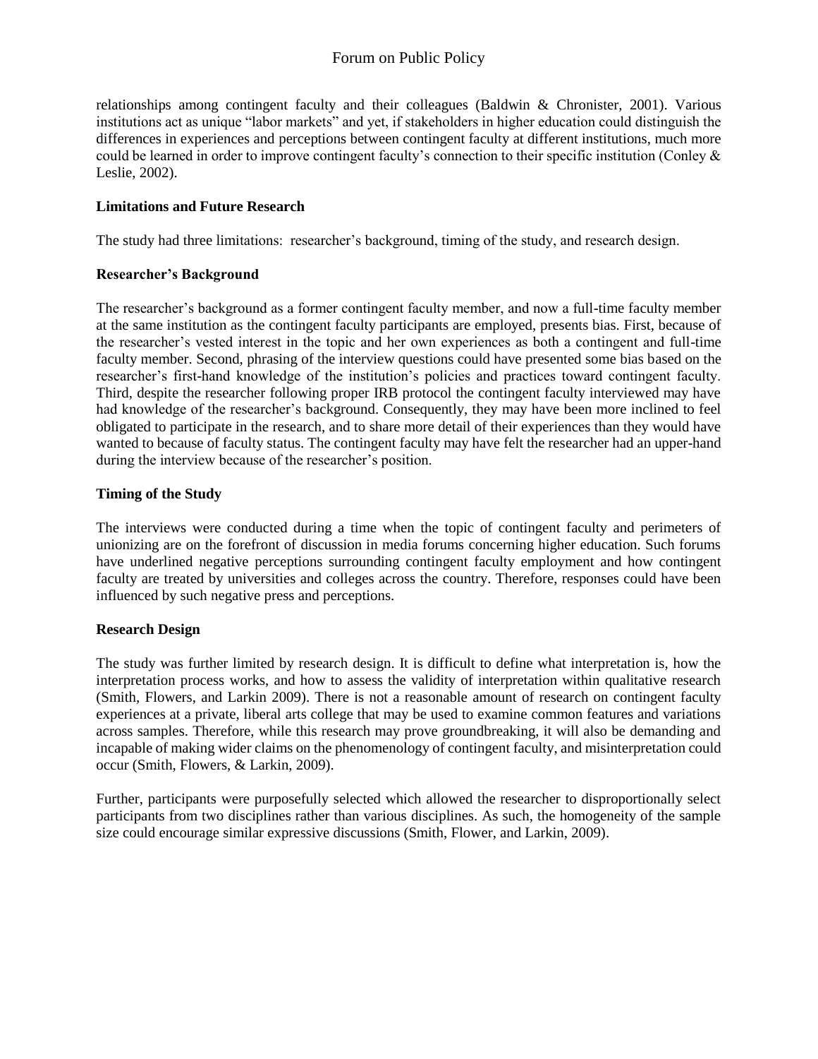relationships among contingent faculty and their colleagues (Baldwin & Chronister, 2001). Various institutions act as unique "labor markets" and yet, if stakeholders in higher education could distinguish the differences in experiences and perceptions between contingent faculty at different institutions, much more could be learned in order to improve contingent faculty's connection to their specific institution (Conley & Leslie, 2002).

**Limitations and Future Research**

The study had three limitations: researcher's background, timing of the study, and research design.

**Researcher's Background**

The researcher's background as a former contingent faculty member, and now a full-time faculty member at the same institution as the contingent faculty participants are employed, presents bias. First, because of the researcher's vested interest in the topic and her own experiences as both a contingent and full-time faculty member. Second, phrasing of the interview questions could have presented some bias based on the researcher's first-hand knowledge of the institution's policies and practices toward contingent faculty. Third, despite the researcher following proper IRB protocol the contingent faculty interviewed may have had knowledge of the researcher's background. Consequently, they may have been more inclined to feel obligated to participate in the research, and to share more detail of their experiences than they would have wanted to because of faculty status. The contingent faculty may have felt the researcher had an upper-hand during the interview because of the researcher's position.

**Timing of the Study**

The interviews were conducted during a time when the topic of contingent faculty and perimeters of unionizing are on the forefront of discussion in media forums concerning higher education. Such forums have underlined negative perceptions surrounding contingent faculty employment and how contingent faculty are treated by universities and colleges across the country. Therefore, responses could have been influenced by such negative press and perceptions.

**Research Design**

The study was further limited by research design. It is difficult to define what interpretation is, how the interpretation process works, and how to assess the validity of interpretation within qualitative research (Smith, Flowers, and Larkin 2009). There is not a reasonable amount of research on contingent faculty experiences at a private, liberal arts college that may be used to examine common features and variations across samples. Therefore, while this research may prove groundbreaking, it will also be demanding and incapable of making wider claims on the phenomenology of contingent faculty, and misinterpretation could occur (Smith, Flowers, & Larkin, 2009).

Further, participants were purposefully selected which allowed the researcher to disproportionally select participants from two disciplines rather than various disciplines. As such, the homogeneity of the sample size could encourage similar expressive discussions (Smith, Flower, and Larkin, 2009).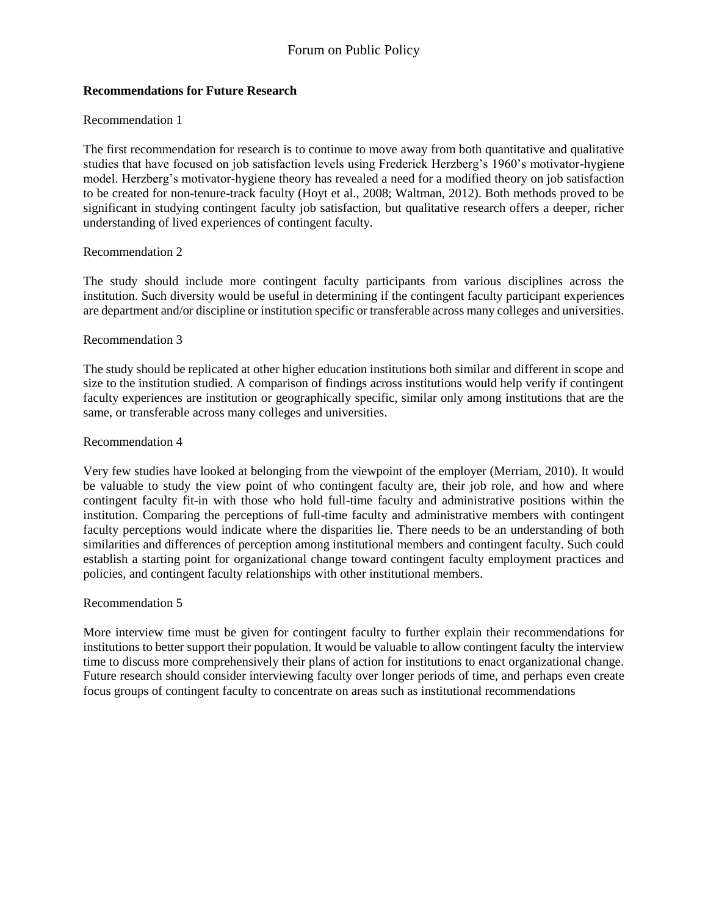**Recommendations for Future Research**

Recommendation 1

The first recommendation for research is to continue to move away from both quantitative and qualitative studies that have focused on job satisfaction levels using Frederick Herzberg's 1960's motivator-hygiene model. Herzberg's motivator-hygiene theory has revealed a need for a modified theory on job satisfaction to be created for non-tenure-track faculty (Hoyt et al., 2008; Waltman, 2012). Both methods proved to be significant in studying contingent faculty job satisfaction, but qualitative research offers a deeper, richer understanding of lived experiences of contingent faculty.

Recommendation 2

The study should include more contingent faculty participants from various disciplines across the institution. Such diversity would be useful in determining if the contingent faculty participant experiences are department and/or discipline or institution specific or transferable across many colleges and universities.

Recommendation 3

The study should be replicated at other higher education institutions both similar and different in scope and size to the institution studied. A comparison of findings across institutions would help verify if contingent faculty experiences are institution or geographically specific, similar only among institutions that are the same, or transferable across many colleges and universities.

Recommendation 4

Very few studies have looked at belonging from the viewpoint of the employer (Merriam, 2010). It would be valuable to study the view point of who contingent faculty are, their job role, and how and where contingent faculty fit-in with those who hold full-time faculty and administrative positions within the institution. Comparing the perceptions of full-time faculty and administrative members with contingent faculty perceptions would indicate where the disparities lie. There needs to be an understanding of both similarities and differences of perception among institutional members and contingent faculty. Such could establish a starting point for organizational change toward contingent faculty employment practices and policies, and contingent faculty relationships with other institutional members.

Recommendation 5

More interview time must be given for contingent faculty to further explain their recommendations for institutions to better support their population. It would be valuable to allow contingent faculty the interview time to discuss more comprehensively their plans of action for institutions to enact organizational change. Future research should consider interviewing faculty over longer periods of time, and perhaps even create focus groups of contingent faculty to concentrate on areas such as institutional recommendations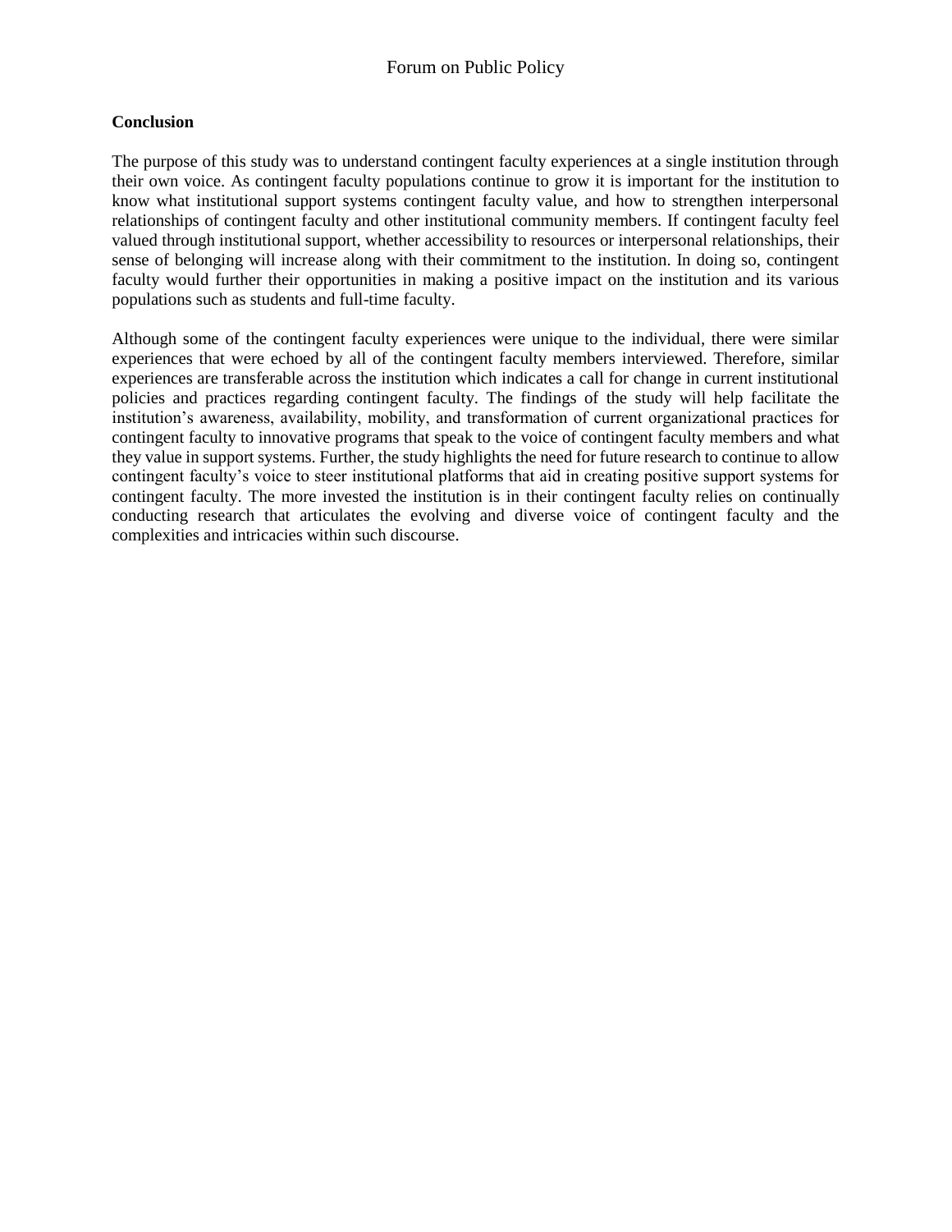## Conclusion

The purpose of this study was to understand contingent faculty experiences at a single institution through their own voice. As contingent faculty populations continue to grow it is important for the institution to know what institutional support systems contingent faculty value, and how to strengthen interpersonal relationships of contingent faculty and other institutional community members. If contingent faculty feel valued through institutional support, whether accessibility to resources or interpersonal relationships, their sense of belonging will increase along with their commitment to the institution. In doing so, contingent faculty would further their opportunities in making a positive impact on the institution and its various populations such as students and full-time faculty.

Although some of the contingent faculty experiences were unique to the individual, there were similar experiences that were echoed by all of the contingent faculty members interviewed. Therefore, similar experiences are transferable across the institution which indicates a call for change in current institutional policies and practices regarding contingent faculty. The findings of the study will help facilitate the institution's awareness, availability, mobility, and transformation of current organizational practices for contingent faculty to innovative programs that speak to the voice of contingent faculty members and what they value in support systems. Further, the study highlights the need for future research to continue to allow contingent faculty's voice to steer institutional platforms that aid in creating positive support systems for contingent faculty. The more invested the institution is in their contingent faculty relies on continually conducting research that articulates the evolving and diverse voice of contingent faculty and the complexities and intricacies within such discourse.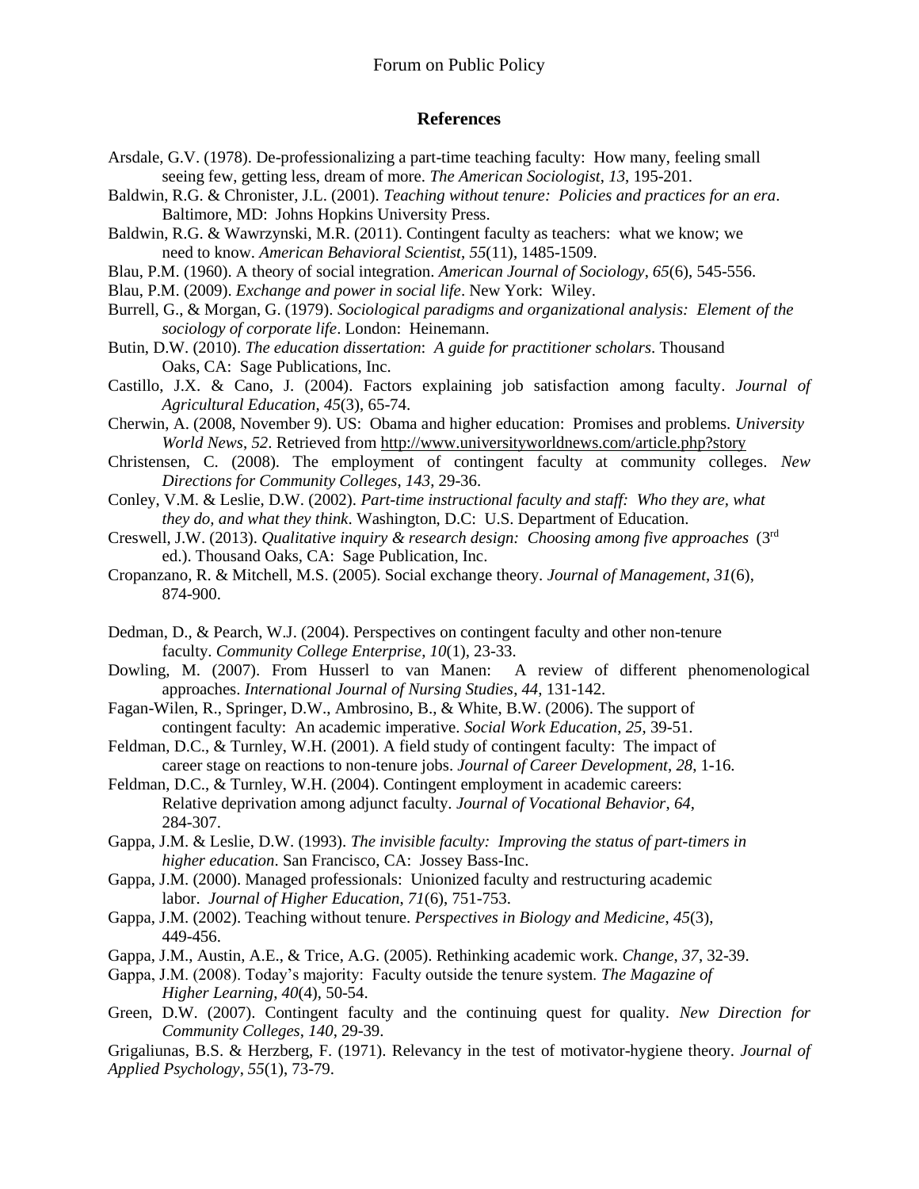## References

Arsdale, G.V. (1978). De-professionalizing a part-time teaching faculty: How many, feeling small seeing few, getting less, dream of more. *The American Sociologist*, *13*, 195-201.

Baldwin, R.G. & Chronister, J.L. (2001). *Teaching without tenure: Policies and practices for an era*. Baltimore, MD: Johns Hopkins University Press.

Baldwin, R.G. & Wawrzynski, M.R. (2011). Contingent faculty as teachers: what we know; we need to know. *American Behavioral Scientist*, *55*(11), 1485-1509.

Blau, P.M. (1960). A theory of social integration. *American Journal of Sociology*, *65*(6), 545-556.

Blau, P.M. (2009). *Exchange and power in social life*. New York: Wiley.

Burrell, G., & Morgan, G. (1979). *Sociological paradigms and organizational analysis: Element of the sociology of corporate life*. London: Heinemann.

Butin, D.W. (2010). *The education dissertation*: *A guide for practitioner scholars*. Thousand Oaks, CA: Sage Publications, Inc.

Castillo, J.X. & Cano, J. (2004). Factors explaining job satisfaction among faculty. *Journal of Agricultural Education*, *45*(3), 65-74.

Cherwin, A. (2008, November 9). US: Obama and higher education: Promises and problems. *University World News*, *52*. Retrieved from http://www.universityworldnews.com/article.php?story

Christensen, C. (2008). The employment of contingent faculty at community colleges. *New Directions for Community Colleges*, *143*, 29-36.

Conley, V.M. & Leslie, D.W. (2002). *Part-time instructional faculty and staff: Who they are, what they do, and what they think*. Washington, D.C: U.S. Department of Education.

Creswell, J.W. (2013). *Qualitative inquiry & research design: Choosing among five approaches* (3rd ed.). Thousand Oaks, CA: Sage Publication, Inc.

Cropanzano, R. & Mitchell, M.S. (2005). Social exchange theory. *Journal of Management*, *31*(6), 874-900.

Dedman, D., & Pearch, W.J. (2004). Perspectives on contingent faculty and other non-tenure faculty. *Community College Enterprise*, *10*(1), 23-33.

Dowling, M. (2007). From Husserl to van Manen: A review of different phenomenological approaches. *International Journal of Nursing Studies*, *44*, 131-142.

Fagan-Wilen, R., Springer, D.W., Ambrosino, B., & White, B.W. (2006). The support of contingent faculty: An academic imperative. *Social Work Education*, *25*, 39-51.

Feldman, D.C., & Turnley, W.H. (2001). A field study of contingent faculty: The impact of career stage on reactions to non-tenure jobs. *Journal of Career Development*, *28*, 1-16.

Feldman, D.C., & Turnley, W.H. (2004). Contingent employment in academic careers: Relative deprivation among adjunct faculty. *Journal of Vocational Behavior*, *64*, 284-307.

Gappa, J.M. & Leslie, D.W. (1993). *The invisible faculty: Improving the status of part-timers in higher education*. San Francisco, CA: Jossey Bass-Inc.

Gappa, J.M. (2000). Managed professionals: Unionized faculty and restructuring academic labor. *Journal of Higher Education*, *71*(6), 751-753.

Gappa, J.M. (2002). Teaching without tenure. *Perspectives in Biology and Medicine*, *45*(3), 449-456.

Gappa, J.M., Austin, A.E., & Trice, A.G. (2005). Rethinking academic work. *Change*, *37*, 32-39.

Gappa, J.M. (2008). Today's majority: Faculty outside the tenure system. *The Magazine of Higher Learning*, *40*(4), 50-54.

Green, D.W. (2007). Contingent faculty and the continuing quest for quality. *New Direction for Community Colleges*, *140*, 29-39.

Grigaliunas, B.S. & Herzberg, F. (1971). Relevancy in the test of motivator-hygiene theory. *Journal of Applied Psychology*, *55*(1), 73-79.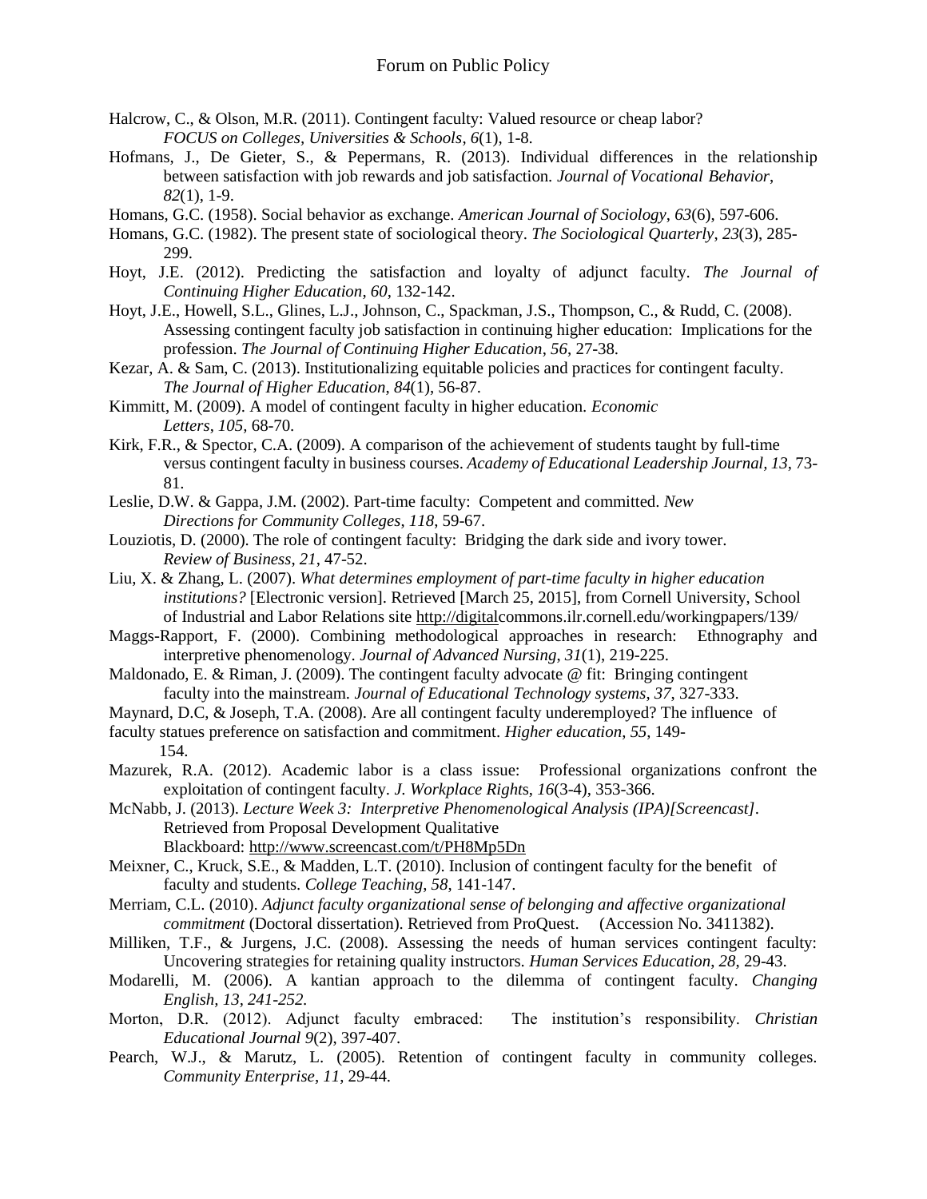Halcrow, C., & Olson, M.R. (2011). Contingent faculty: Valued resource or cheap labor? *FOCUS on Colleges, Universities & Schools*, *6*(1), 1-8.

Hofmans, J., De Gieter, S., & Pepermans, R. (2013). Individual differences in the relationship between satisfaction with job rewards and job satisfaction. *Journal of Vocational Behavior*, *82*(1), 1-9.

Homans, G.C. (1958). Social behavior as exchange. *American Journal of Sociology*, *63*(6), 597-606.

Homans, G.C. (1982). The present state of sociological theory. *The Sociological Quarterly*, *23*(3), 285-299.

Hoyt, J.E. (2012). Predicting the satisfaction and loyalty of adjunct faculty. *The Journal of Continuing Higher Education*, *60*, 132-142.

Hoyt, J.E., Howell, S.L., Glines, L.J., Johnson, C., Spackman, J.S., Thompson, C., & Rudd, C. (2008). Assessing contingent faculty job satisfaction in continuing higher education: Implications for the profession. *The Journal of Continuing Higher Education*, *56*, 27-38.

Kezar, A. & Sam, C. (2013). Institutionalizing equitable policies and practices for contingent faculty. *The Journal of Higher Education*, *84*(1), 56-87.

Kimmitt, M. (2009). A model of contingent faculty in higher education. *Economic Letters*, *105*, 68-70.

Kirk, F.R., & Spector, C.A. (2009). A comparison of the achievement of students taught by full-time versus contingent faculty in business courses. *Academy of Educational Leadership Journal*, *13*, 73-81.

Leslie, D.W. & Gappa, J.M. (2002). Part-time faculty: Competent and committed. *New Directions for Community Colleges*, *118*, 59-67.

Louziotis, D. (2000). The role of contingent faculty: Bridging the dark side and ivory tower. *Review of Business*, *21*, 47-52.

Liu, X. & Zhang, L. (2007). *What determines employment of part-time faculty in higher education institutions?* [Electronic version]. Retrieved [March 25, 2015], from Cornell University, School of Industrial and Labor Relations site http://digitalcommons.ilr.cornell.edu/workingpapers/139/

Maggs-Rapport, F. (2000). Combining methodological approaches in research: Ethnography and interpretive phenomenology. *Journal of Advanced Nursing*, *31*(1), 219-225.

Maldonado, E. & Riman, J. (2009). The contingent faculty advocate @ fit: Bringing contingent faculty into the mainstream. *Journal of Educational Technology systems*, *37*, 327-333.

Maynard, D.C, & Joseph, T.A. (2008). Are all contingent faculty underemployed? The influence of faculty statues preference on satisfaction and commitment. *Higher education*, *55*, 149-154.

Mazurek, R.A. (2012). Academic labor is a class issue: Professional organizations confront the exploitation of contingent faculty. *J. Workplace Rights*, *16*(3-4), 353-366.

McNabb, J. (2013). *Lecture Week 3: Interpretive Phenomenological Analysis (IPA)[Screencast]*. Retrieved from Proposal Development Qualitative Blackboard: http://www.screencast.com/t/PH8Mp5Dn

Meixner, C., Kruck, S.E., & Madden, L.T. (2010). Inclusion of contingent faculty for the benefit of faculty and students. *College Teaching*, *58*, 141-147.

Merriam, C.L. (2010). *Adjunct faculty organizational sense of belonging and affective organizational commitment* (Doctoral dissertation). Retrieved from ProQuest. (Accession No. 3411382).

Milliken, T.F., & Jurgens, J.C. (2008). Assessing the needs of human services contingent faculty: Uncovering strategies for retaining quality instructors. *Human Services Education*, *28*, 29-43.

Modarelli, M. (2006). A kantian approach to the dilemma of contingent faculty. *Changing English*, *13, 241-252.*

Morton, D.R. (2012). Adjunct faculty embraced: The institution's responsibility. *Christian Educational Journal 9*(2), 397-407.

Pearch, W.J., & Marutz, L. (2005). Retention of contingent faculty in community colleges. *Community Enterprise*, *11*, 29-44.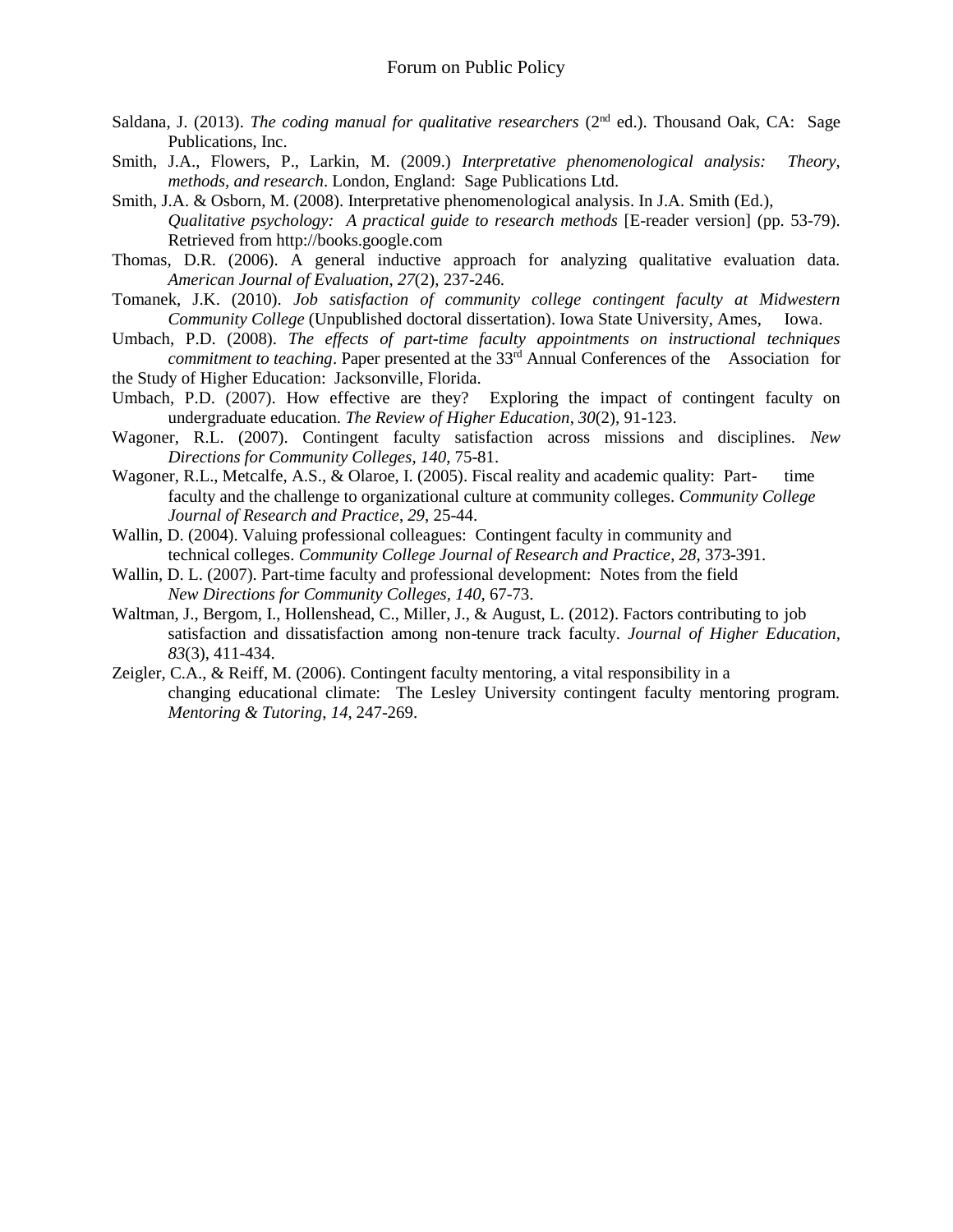Saldana, J. (2013). *The coding manual for qualitative researchers* (2nd ed.). Thousand Oak, CA: Sage Publications, Inc.

Smith, J.A., Flowers, P., Larkin, M. (2009.) *Interpretative phenomenological analysis: Theory, methods, and research*. London, England: Sage Publications Ltd.

Smith, J.A. & Osborn, M. (2008). Interpretative phenomenological analysis. In J.A. Smith (Ed.), *Qualitative psychology: A practical guide to research methods* [E-reader version] (pp. 53-79). Retrieved from http://books.google.com

Thomas, D.R. (2006). A general inductive approach for analyzing qualitative evaluation data. *American Journal of Evaluation, 27*(2), 237-246.

Tomanek, J.K. (2010). *Job satisfaction of community college contingent faculty at Midwestern Community College* (Unpublished doctoral dissertation). Iowa State University, Ames, Iowa.

Umbach, P.D. (2008). *The effects of part-time faculty appointments on instructional techniques commitment to teaching*. Paper presented at the 33rd Annual Conferences of the Association for the Study of Higher Education: Jacksonville, Florida.

Umbach, P.D. (2007). How effective are they? Exploring the impact of contingent faculty on undergraduate education. *The Review of Higher Education*, *30*(2), 91-123.

Wagoner, R.L. (2007). Contingent faculty satisfaction across missions and disciplines. *New Directions for Community Colleges*, *140*, 75-81.

Wagoner, R.L., Metcalfe, A.S., & Olaroe, I. (2005). Fiscal reality and academic quality: Part- time faculty and the challenge to organizational culture at community colleges. *Community College Journal of Research and Practice*, *29*, 25-44.

Wallin, D. (2004). Valuing professional colleagues: Contingent faculty in community and technical colleges. *Community College Journal of Research and Practice, 28*, 373-391.

Wallin, D. L. (2007). Part-time faculty and professional development: Notes from the field *New Directions for Community Colleges*, *140*, 67-73.

Waltman, J., Bergom, I., Hollenshead, C., Miller, J., & August, L. (2012). Factors contributing to job satisfaction and dissatisfaction among non-tenure track faculty. *Journal of Higher Education, 83*(3), 411-434.

Zeigler, C.A., & Reiff, M. (2006). Contingent faculty mentoring, a vital responsibility in a changing educational climate: The Lesley University contingent faculty mentoring program. *Mentoring & Tutoring*, *14*, 247-269.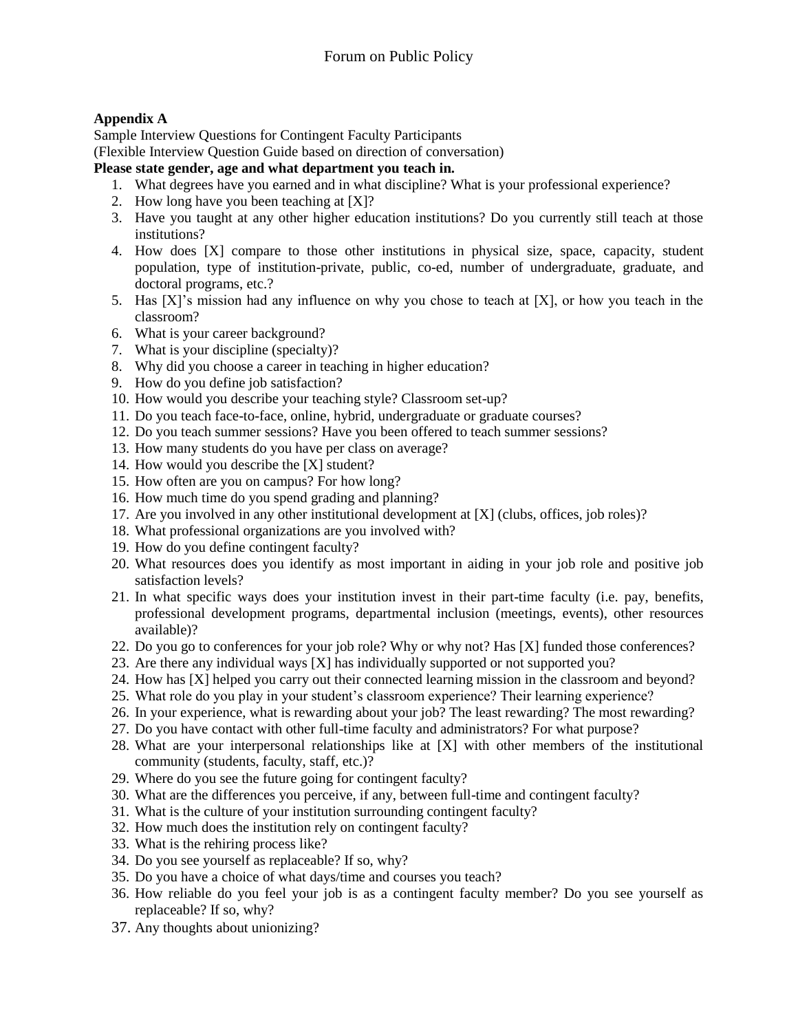**Appendix A**

Sample Interview Questions for Contingent Faculty Participants

(Flexible Interview Question Guide based on direction of conversation)

**Please state gender, age and what department you teach in.**

1. What degrees have you earned and in what discipline? What is your professional experience?
2. How long have you been teaching at [X]?
3. Have you taught at any other higher education institutions? Do you currently still teach at those institutions?
4. How does [X] compare to those other institutions in physical size, space, capacity, student population, type of institution-private, public, co-ed, number of undergraduate, graduate, and doctoral programs, etc.?
5. Has [X]'s mission had any influence on why you chose to teach at [X], or how you teach in the classroom?
6. What is your career background?
7. What is your discipline (specialty)?
8. Why did you choose a career in teaching in higher education?
9. How do you define job satisfaction?
10. How would you describe your teaching style? Classroom set-up?
11. Do you teach face-to-face, online, hybrid, undergraduate or graduate courses?
12. Do you teach summer sessions? Have you been offered to teach summer sessions?
13. How many students do you have per class on average?
14. How would you describe the [X] student?
15. How often are you on campus? For how long?
16. How much time do you spend grading and planning?
17. Are you involved in any other institutional development at [X] (clubs, offices, job roles)?
18. What professional organizations are you involved with?
19. How do you define contingent faculty?
20. What resources does you identify as most important in aiding in your job role and positive job satisfaction levels?
21. In what specific ways does your institution invest in their part-time faculty (i.e. pay, benefits, professional development programs, departmental inclusion (meetings, events), other resources available)?
22. Do you go to conferences for your job role? Why or why not? Has [X] funded those conferences?
23. Are there any individual ways [X] has individually supported or not supported you?
24. How has [X] helped you carry out their connected learning mission in the classroom and beyond?
25. What role do you play in your student's classroom experience? Their learning experience?
26. In your experience, what is rewarding about your job? The least rewarding? The most rewarding?
27. Do you have contact with other full-time faculty and administrators? For what purpose?
28. What are your interpersonal relationships like at [X] with other members of the institutional community (students, faculty, staff, etc.)?
29. Where do you see the future going for contingent faculty?
30. What are the differences you perceive, if any, between full-time and contingent faculty?
31. What is the culture of your institution surrounding contingent faculty?
32. How much does the institution rely on contingent faculty?
33. What is the rehiring process like?
34. Do you see yourself as replaceable? If so, why?
35. Do you have a choice of what days/time and courses you teach?
36. How reliable do you feel your job is as a contingent faculty member? Do you see yourself as replaceable? If so, why?
37. Any thoughts about unionizing?